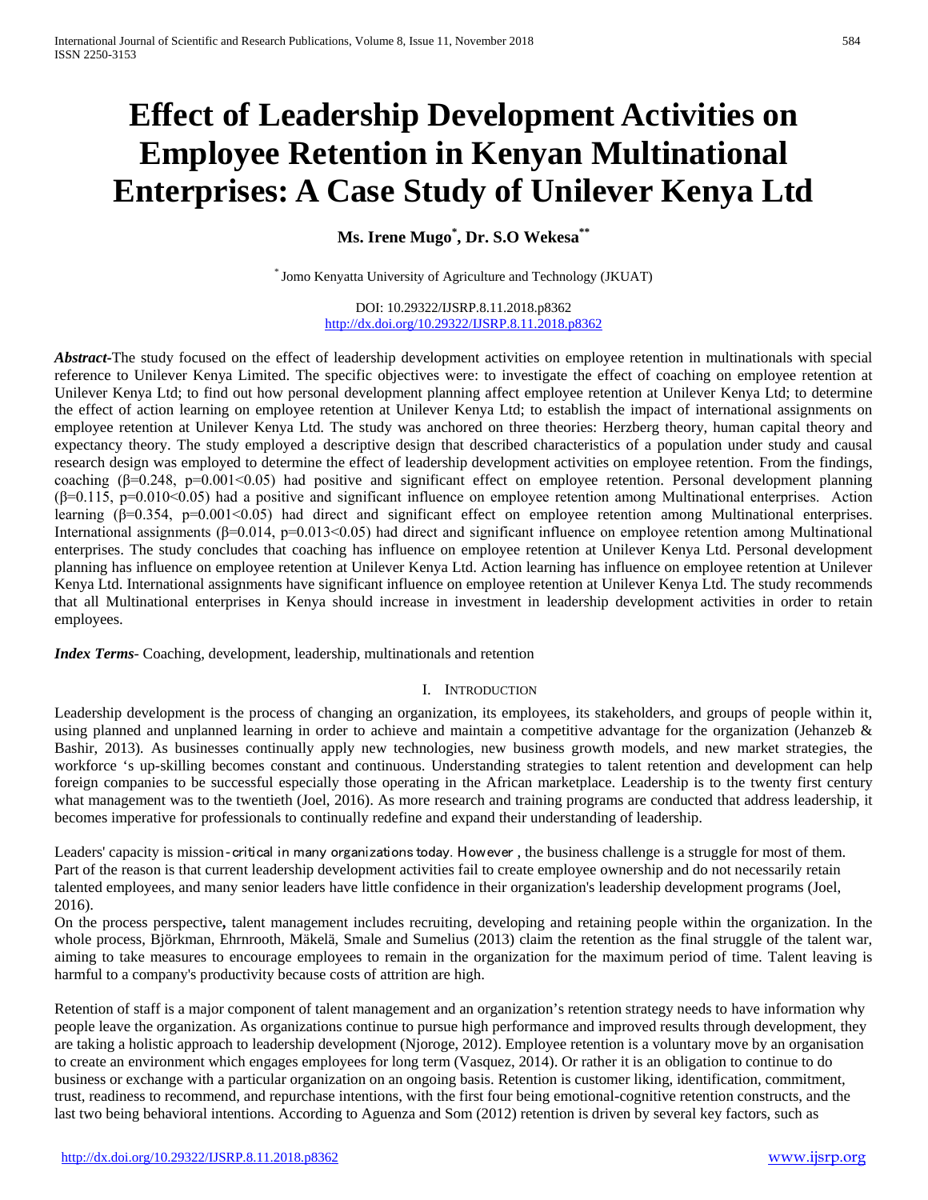# Effect of Leadership Development Activities on Employee Retention in Kenyan Multinational Enterprises: A Case Study of Unilever Kenya Ltd

**Ms. Irene Mugo[*], Dr. S.O Wekesa[**]**

[*] Jomo Kenyatta University of Agriculture and Technology (JKUAT)

DOI: 10.29322/IJSRP.8.11.2018.p8362
http://dx.doi.org/10.29322/IJSRP.8.11.2018.p8362

***Abstract***-The study focused on the effect of leadership development activities on employee retention in multinationals with special reference to Unilever Kenya Limited. The specific objectives were: to investigate the effect of coaching on employee retention at Unilever Kenya Ltd; to find out how personal development planning affect employee retention at Unilever Kenya Ltd; to determine the effect of action learning on employee retention at Unilever Kenya Ltd; to establish the impact of international assignments on employee retention at Unilever Kenya Ltd. The study was anchored on three theories: Herzberg theory, human capital theory and expectancy theory. The study employed a descriptive design that described characteristics of a population under study and causal research design was employed to determine the effect of leadership development activities on employee retention. From the findings, coaching ($\beta$=0.248, $p$=0.001<0.05) had positive and significant effect on employee retention. Personal development planning ($\beta$=0.115, $p$=0.010<0.05) had a positive and significant influence on employee retention among Multinational enterprises. Action learning ($\beta$=0.354, $p$=0.001<0.05) had direct and significant effect on employee retention among Multinational enterprises. International assignments ($\beta$=0.014, $p$=0.013<0.05) had direct and significant influence on employee retention among Multinational enterprises. The study concludes that coaching has influence on employee retention at Unilever Kenya Ltd. Personal development planning has influence on employee retention at Unilever Kenya Ltd. Action learning has influence on employee retention at Unilever Kenya Ltd. International assignments have significant influence on employee retention at Unilever Kenya Ltd. The study recommends that all Multinational enterprises in Kenya should increase in investment in leadership development activities in order to retain employees.

***Index Terms***- Coaching, development, leadership, multinationals and retention

## I. Introduction

Leadership development is the process of changing an organization, its employees, its stakeholders, and groups of people within it, using planned and unplanned learning in order to achieve and maintain a competitive advantage for the organization (Jehanzeb & Bashir, 2013). As businesses continually apply new technologies, new business growth models, and new market strategies, the workforce 's up-skilling becomes constant and continuous. Understanding strategies to talent retention and development can help foreign companies to be successful especially those operating in the African marketplace. Leadership is to the twenty first century what management was to the twentieth (Joel, 2016). As more research and training programs are conducted that address leadership, it becomes imperative for professionals to continually redefine and expand their understanding of leadership.

Leaders' capacity is mission-critical in many organizations today. However , the business challenge is a struggle for most of them. Part of the reason is that current leadership development activities fail to create employee ownership and do not necessarily retain talented employees, and many senior leaders have little confidence in their organization's leadership development programs (Joel, 2016).

On the process perspective**,** talent management includes recruiting, developing and retaining people within the organization. In the whole process, Björkman, Ehrnrooth, Mäkelä, Smale and Sumelius (2013) claim the retention as the final struggle of the talent war, aiming to take measures to encourage employees to remain in the organization for the maximum period of time. Talent leaving is harmful to a company's productivity because costs of attrition are high.

Retention of staff is a major component of talent management and an organization's retention strategy needs to have information why people leave the organization. As organizations continue to pursue high performance and improved results through development, they are taking a holistic approach to leadership development (Njoroge, 2012). Employee retention is a voluntary move by an organisation to create an environment which engages employees for long term (Vasquez, 2014). Or rather it is an obligation to continue to do business or exchange with a particular organization on an ongoing basis. Retention is customer liking, identification, commitment, trust, readiness to recommend, and repurchase intentions, with the first four being emotional-cognitive retention constructs, and the last two being behavioral intentions. According to Aguenza and Som (2012) retention is driven by several key factors, such as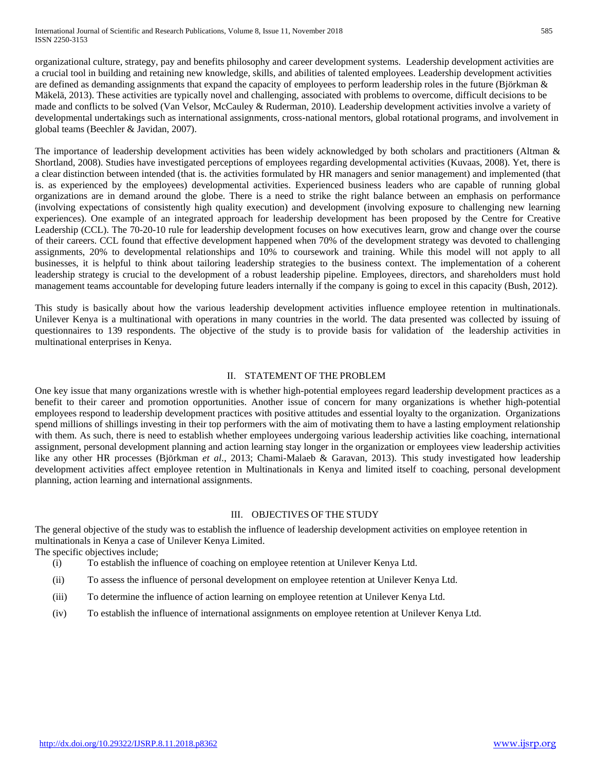organizational culture, strategy, pay and benefits philosophy and career development systems. Leadership development activities are a crucial tool in building and retaining new knowledge, skills, and abilities of talented employees. Leadership development activities are defined as demanding assignments that expand the capacity of employees to perform leadership roles in the future (Björkman & Mäkelä, 2013). These activities are typically novel and challenging, associated with problems to overcome, difficult decisions to be made and conflicts to be solved (Van Velsor, McCauley & Ruderman, 2010). Leadership development activities involve a variety of developmental undertakings such as international assignments, cross-national mentors, global rotational programs, and involvement in global teams (Beechler & Javidan, 2007).

The importance of leadership development activities has been widely acknowledged by both scholars and practitioners (Altman & Shortland, 2008). Studies have investigated perceptions of employees regarding developmental activities (Kuvaas, 2008). Yet, there is a clear distinction between intended (that is. the activities formulated by HR managers and senior management) and implemented (that is. as experienced by the employees) developmental activities. Experienced business leaders who are capable of running global organizations are in demand around the globe. There is a need to strike the right balance between an emphasis on performance (involving expectations of consistently high quality execution) and development (involving exposure to challenging new learning experiences). One example of an integrated approach for leadership development has been proposed by the Centre for Creative Leadership (CCL). The 70-20-10 rule for leadership development focuses on how executives learn, grow and change over the course of their careers. CCL found that effective development happened when 70% of the development strategy was devoted to challenging assignments, 20% to developmental relationships and 10% to coursework and training. While this model will not apply to all businesses, it is helpful to think about tailoring leadership strategies to the business context. The implementation of a coherent leadership strategy is crucial to the development of a robust leadership pipeline. Employees, directors, and shareholders must hold management teams accountable for developing future leaders internally if the company is going to excel in this capacity (Bush, 2012).

This study is basically about how the various leadership development activities influence employee retention in multinationals. Unilever Kenya is a multinational with operations in many countries in the world. The data presented was collected by issuing of questionnaires to 139 respondents. The objective of the study is to provide basis for validation of the leadership activities in multinational enterprises in Kenya.

## II. STATEMENT OF THE PROBLEM

One key issue that many organizations wrestle with is whether high-potential employees regard leadership development practices as a benefit to their career and promotion opportunities. Another issue of concern for many organizations is whether high-potential employees respond to leadership development practices with positive attitudes and essential loyalty to the organization. Organizations spend millions of shillings investing in their top performers with the aim of motivating them to have a lasting employment relationship with them. As such, there is need to establish whether employees undergoing various leadership activities like coaching, international assignment, personal development planning and action learning stay longer in the organization or employees view leadership activities like any other HR processes (Björkman *et al*., 2013; Chami-Malaeb & Garavan, 2013). This study investigated how leadership development activities affect employee retention in Multinationals in Kenya and limited itself to coaching, personal development planning, action learning and international assignments.

## III. OBJECTIVES OF THE STUDY

The general objective of the study was to establish the influence of leadership development activities on employee retention in multinationals in Kenya a case of Unilever Kenya Limited.

The specific objectives include;

(i) To establish the influence of coaching on employee retention at Unilever Kenya Ltd.

(ii) To assess the influence of personal development on employee retention at Unilever Kenya Ltd.

(iii) To determine the influence of action learning on employee retention at Unilever Kenya Ltd.

(iv) To establish the influence of international assignments on employee retention at Unilever Kenya Ltd.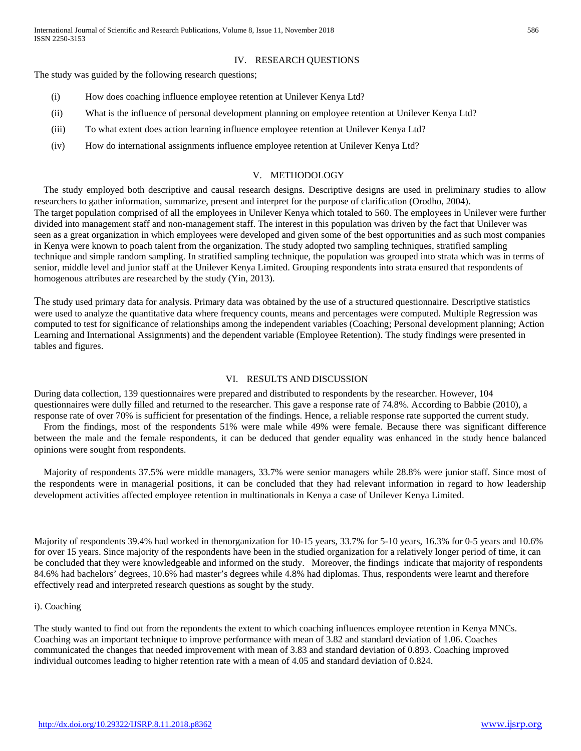## IV. RESEARCH QUESTIONS

The study was guided by the following research questions;

(i) How does coaching influence employee retention at Unilever Kenya Ltd?

(ii) What is the influence of personal development planning on employee retention at Unilever Kenya Ltd?

(iii) To what extent does action learning influence employee retention at Unilever Kenya Ltd?

(iv) How do international assignments influence employee retention at Unilever Kenya Ltd?

## V. METHODOLOGY

The study employed both descriptive and causal research designs. Descriptive designs are used in preliminary studies to allow researchers to gather information, summarize, present and interpret for the purpose of clarification (Orodho, 2004).
The target population comprised of all the employees in Unilever Kenya which totaled to 560. The employees in Unilever were further divided into management staff and non-management staff. The interest in this population was driven by the fact that Unilever was seen as a great organization in which employees were developed and given some of the best opportunities and as such most companies in Kenya were known to poach talent from the organization. The study adopted two sampling techniques, stratified sampling technique and simple random sampling. In stratified sampling technique, the population was grouped into strata which was in terms of senior, middle level and junior staff at the Unilever Kenya Limited. Grouping respondents into strata ensured that respondents of homogenous attributes are researched by the study (Yin, 2013).

The study used primary data for analysis. Primary data was obtained by the use of a structured questionnaire. Descriptive statistics were used to analyze the quantitative data where frequency counts, means and percentages were computed. Multiple Regression was computed to test for significance of relationships among the independent variables (Coaching; Personal development planning; Action Learning and International Assignments) and the dependent variable (Employee Retention). The study findings were presented in tables and figures.

## VI. RESULTS AND DISCUSSION

During data collection, 139 questionnaires were prepared and distributed to respondents by the researcher. However, 104 questionnaires were dully filled and returned to the researcher. This gave a response rate of 74.8%. According to Babbie (2010), a response rate of over 70% is sufficient for presentation of the findings. Hence, a reliable response rate supported the current study.

From the findings, most of the respondents 51% were male while 49% were female. Because there was significant difference between the male and the female respondents, it can be deduced that gender equality was enhanced in the study hence balanced opinions were sought from respondents.

Majority of respondents 37.5% were middle managers, 33.7% were senior managers while 28.8% were junior staff. Since most of the respondents were in managerial positions, it can be concluded that they had relevant information in regard to how leadership development activities affected employee retention in multinationals in Kenya a case of Unilever Kenya Limited.

Majority of respondents 39.4% had worked in thenorganization for 10-15 years, 33.7% for 5-10 years, 16.3% for 0-5 years and 10.6% for over 15 years. Since majority of the respondents have been in the studied organization for a relatively longer period of time, it can be concluded that they were knowledgeable and informed on the study. Moreover, the findings indicate that majority of respondents 84.6% had bachelors' degrees, 10.6% had master's degrees while 4.8% had diplomas. Thus, respondents were learnt and therefore effectively read and interpreted research questions as sought by the study.

i). Coaching

The study wanted to find out from the repondents the extent to which coaching influences employee retention in Kenya MNCs. Coaching was an important technique to improve performance with mean of 3.82 and standard deviation of 1.06. Coaches communicated the changes that needed improvement with mean of 3.83 and standard deviation of 0.893. Coaching improved individual outcomes leading to higher retention rate with a mean of 4.05 and standard deviation of 0.824.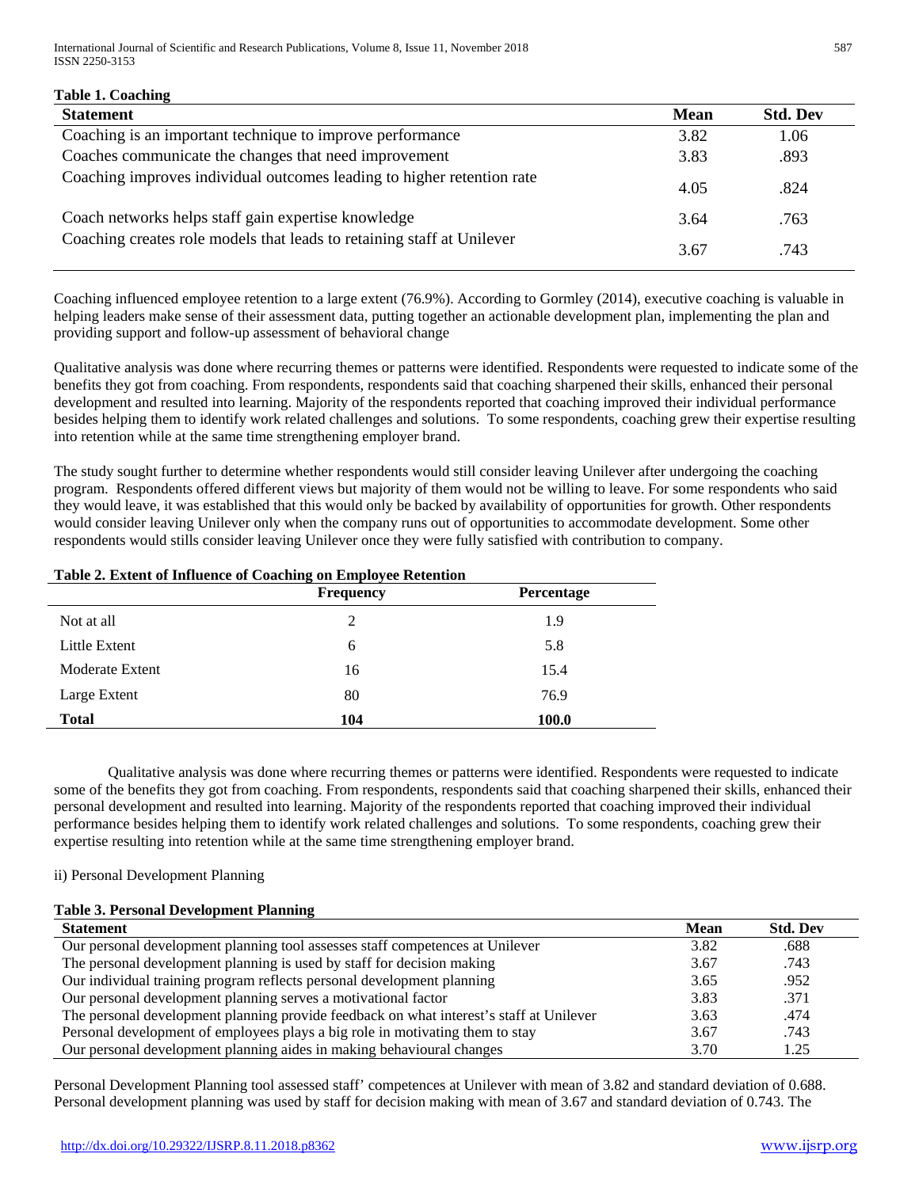**Table 1. Coaching**

| Statement | Mean | Std. Dev |
|---|---|---|
| Coaching is an important technique to improve performance | 3.82 | 1.06 |
| Coaches communicate the changes that need improvement | 3.83 | .893 |
| Coaching improves individual outcomes leading to higher retention rate | 4.05 | .824 |
| Coach networks helps staff gain expertise knowledge | 3.64 | .763 |
| Coaching creates role models that leads to retaining staff at Unilever | 3.67 | .743 |

Coaching influenced employee retention to a large extent (76.9%). According to Gormley (2014), executive coaching is valuable in helping leaders make sense of their assessment data, putting together an actionable development plan, implementing the plan and providing support and follow-up assessment of behavioral change

Qualitative analysis was done where recurring themes or patterns were identified. Respondents were requested to indicate some of the benefits they got from coaching. From respondents, respondents said that coaching sharpened their skills, enhanced their personal development and resulted into learning. Majority of the respondents reported that coaching improved their individual performance besides helping them to identify work related challenges and solutions. To some respondents, coaching grew their expertise resulting into retention while at the same time strengthening employer brand.

The study sought further to determine whether respondents would still consider leaving Unilever after undergoing the coaching program. Respondents offered different views but majority of them would not be willing to leave. For some respondents who said they would leave, it was established that this would only be backed by availability of opportunities for growth. Other respondents would consider leaving Unilever only when the company runs out of opportunities to accommodate development. Some other respondents would stills consider leaving Unilever once they were fully satisfied with contribution to company.

**Table 2. Extent of Influence of Coaching on Employee Retention**

| | Frequency | Percentage |
|---|---|---|
| Not at all | 2 | 1.9 |
| Little Extent | 6 | 5.8 |
| Moderate Extent | 16 | 15.4 |
| Large Extent | 80 | 76.9 |
| **Total** | **104** | **100.0** |

Qualitative analysis was done where recurring themes or patterns were identified. Respondents were requested to indicate some of the benefits they got from coaching. From respondents, respondents said that coaching sharpened their skills, enhanced their personal development and resulted into learning. Majority of the respondents reported that coaching improved their individual performance besides helping them to identify work related challenges and solutions. To some respondents, coaching grew their expertise resulting into retention while at the same time strengthening employer brand.

ii) Personal Development Planning

**Table 3. Personal Development Planning**

| Statement | Mean | Std. Dev |
|---|---|---|
| Our personal development planning tool assesses staff competences at Unilever | 3.82 | .688 |
| The personal development planning is used by staff for decision making | 3.67 | .743 |
| Our individual training program reflects personal development planning | 3.65 | .952 |
| Our personal development planning serves a motivational factor | 3.83 | .371 |
| The personal development planning provide feedback on what interest's staff at Unilever | 3.63 | .474 |
| Personal development of employees plays a big role in motivating them to stay | 3.67 | .743 |
| Our personal development planning aides in making behavioural changes | 3.70 | 1.25 |

Personal Development Planning tool assessed staff' competences at Unilever with mean of 3.82 and standard deviation of 0.688. Personal development planning was used by staff for decision making with mean of 3.67 and standard deviation of 0.743. The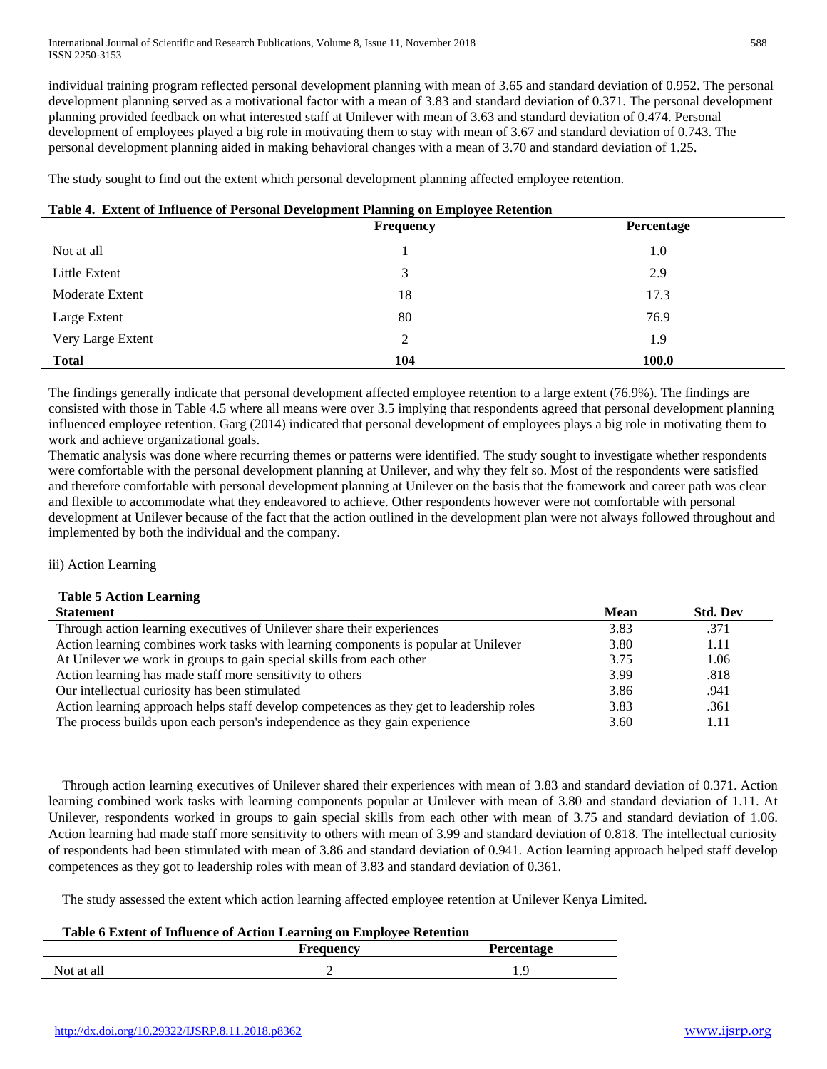individual training program reflected personal development planning with mean of 3.65 and standard deviation of 0.952. The personal development planning served as a motivational factor with a mean of 3.83 and standard deviation of 0.371. The personal development planning provided feedback on what interested staff at Unilever with mean of 3.63 and standard deviation of 0.474. Personal development of employees played a big role in motivating them to stay with mean of 3.67 and standard deviation of 0.743. The personal development planning aided in making behavioral changes with a mean of 3.70 and standard deviation of 1.25.

The study sought to find out the extent which personal development planning affected employee retention.

**Table 4. Extent of Influence of Personal Development Planning on Employee Retention**

| | Frequency | Percentage |
|---|---|---|
| Not at all | 1 | 1.0 |
| Little Extent | 3 | 2.9 |
| Moderate Extent | 18 | 17.3 |
| Large Extent | 80 | 76.9 |
| Very Large Extent | 2 | 1.9 |
| **Total** | **104** | **100.0** |

The findings generally indicate that personal development affected employee retention to a large extent (76.9%). The findings are consisted with those in Table 4.5 where all means were over 3.5 implying that respondents agreed that personal development planning influenced employee retention. Garg (2014) indicated that personal development of employees plays a big role in motivating them to work and achieve organizational goals.

Thematic analysis was done where recurring themes or patterns were identified. The study sought to investigate whether respondents were comfortable with the personal development planning at Unilever, and why they felt so. Most of the respondents were satisfied and therefore comfortable with personal development planning at Unilever on the basis that the framework and career path was clear and flexible to accommodate what they endeavored to achieve. Other respondents however were not comfortable with personal development at Unilever because of the fact that the action outlined in the development plan were not always followed throughout and implemented by both the individual and the company.

iii) Action Learning

**Table 5 Action Learning**

| Statement | Mean | Std. Dev |
|---|---|---|
| Through action learning executives of Unilever share their experiences | 3.83 | .371 |
| Action learning combines work tasks with learning components is popular at Unilever | 3.80 | 1.11 |
| At Unilever we work in groups to gain special skills from each other | 3.75 | 1.06 |
| Action learning has made staff more sensitivity to others | 3.99 | .818 |
| Our intellectual curiosity has been stimulated | 3.86 | .941 |
| Action learning approach helps staff develop competences as they get to leadership roles | 3.83 | .361 |
| The process builds upon each person's independence as they gain experience | 3.60 | 1.11 |

Through action learning executives of Unilever shared their experiences with mean of 3.83 and standard deviation of 0.371. Action learning combined work tasks with learning components popular at Unilever with mean of 3.80 and standard deviation of 1.11. At Unilever, respondents worked in groups to gain special skills from each other with mean of 3.75 and standard deviation of 1.06. Action learning had made staff more sensitivity to others with mean of 3.99 and standard deviation of 0.818. The intellectual curiosity of respondents had been stimulated with mean of 3.86 and standard deviation of 0.941. Action learning approach helped staff develop competences as they got to leadership roles with mean of 3.83 and standard deviation of 0.361.

The study assessed the extent which action learning affected employee retention at Unilever Kenya Limited.

**Table 6 Extent of Influence of Action Learning on Employee Retention**

| | Frequency | Percentage |
|---|---|---|
| Not at all | 2 | 1.9 |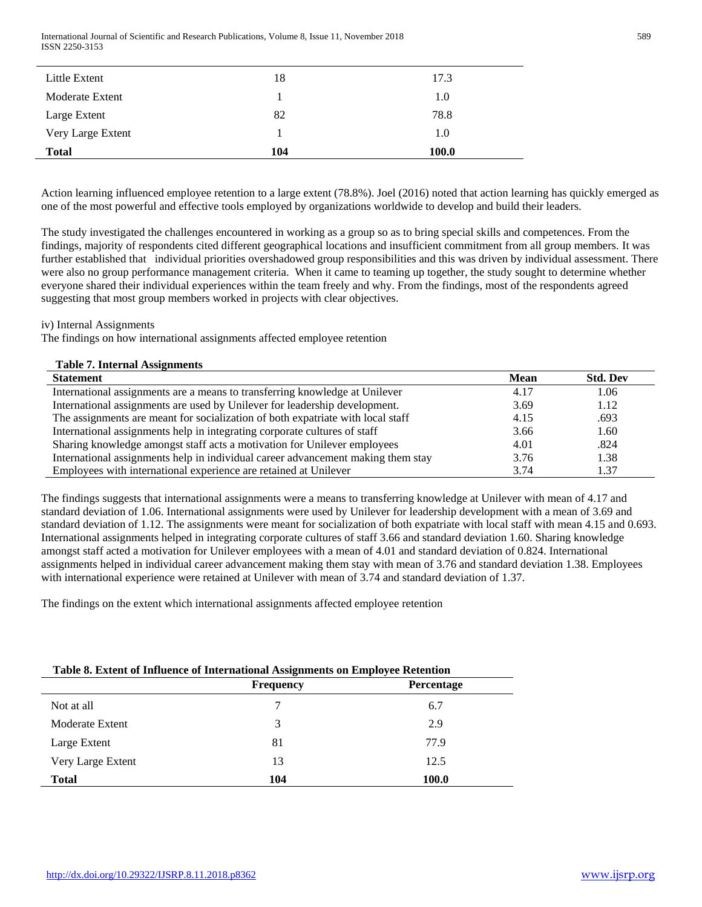| | | |
|---|---|---|
| Little Extent | 18 | 17.3 |
| Moderate Extent | 1 | 1.0 |
| Large Extent | 82 | 78.8 |
| Very Large Extent | 1 | 1.0 |
| **Total** | **104** | **100.0** |

Action learning influenced employee retention to a large extent (78.8%). Joel (2016) noted that action learning has quickly emerged as one of the most powerful and effective tools employed by organizations worldwide to develop and build their leaders.

The study investigated the challenges encountered in working as a group so as to bring special skills and competences. From the findings, majority of respondents cited different geographical locations and insufficient commitment from all group members. It was further established that individual priorities overshadowed group responsibilities and this was driven by individual assessment. There were also no group performance management criteria. When it came to teaming up together, the study sought to determine whether everyone shared their individual experiences within the team freely and why. From the findings, most of the respondents agreed suggesting that most group members worked in projects with clear objectives.

iv) Internal Assignments

The findings on how international assignments affected employee retention

**Table 7. Internal Assignments**

| Statement | Mean | Std. Dev |
|---|---|---|
| International assignments are a means to transferring knowledge at Unilever | 4.17 | 1.06 |
| International assignments are used by Unilever for leadership development. | 3.69 | 1.12 |
| The assignments are meant for socialization of both expatriate with local staff | 4.15 | .693 |
| International assignments help in integrating corporate cultures of staff | 3.66 | 1.60 |
| Sharing knowledge amongst staff acts a motivation for Unilever employees | 4.01 | .824 |
| International assignments help in individual career advancement making them stay | 3.76 | 1.38 |
| Employees with international experience are retained at Unilever | 3.74 | 1.37 |

The findings suggests that international assignments were a means to transferring knowledge at Unilever with mean of 4.17 and standard deviation of 1.06. International assignments were used by Unilever for leadership development with a mean of 3.69 and standard deviation of 1.12. The assignments were meant for socialization of both expatriate with local staff with mean 4.15 and 0.693. International assignments helped in integrating corporate cultures of staff 3.66 and standard deviation 1.60. Sharing knowledge amongst staff acted a motivation for Unilever employees with a mean of 4.01 and standard deviation of 0.824. International assignments helped in individual career advancement making them stay with mean of 3.76 and standard deviation 1.38. Employees with international experience were retained at Unilever with mean of 3.74 and standard deviation of 1.37.

The findings on the extent which international assignments affected employee retention

**Table 8. Extent of Influence of International Assignments on Employee Retention**

| | Frequency | Percentage |
|---|---|---|
| Not at all | 7 | 6.7 |
| Moderate Extent | 3 | 2.9 |
| Large Extent | 81 | 77.9 |
| Very Large Extent | 13 | 12.5 |
| **Total** | **104** | **100.0** |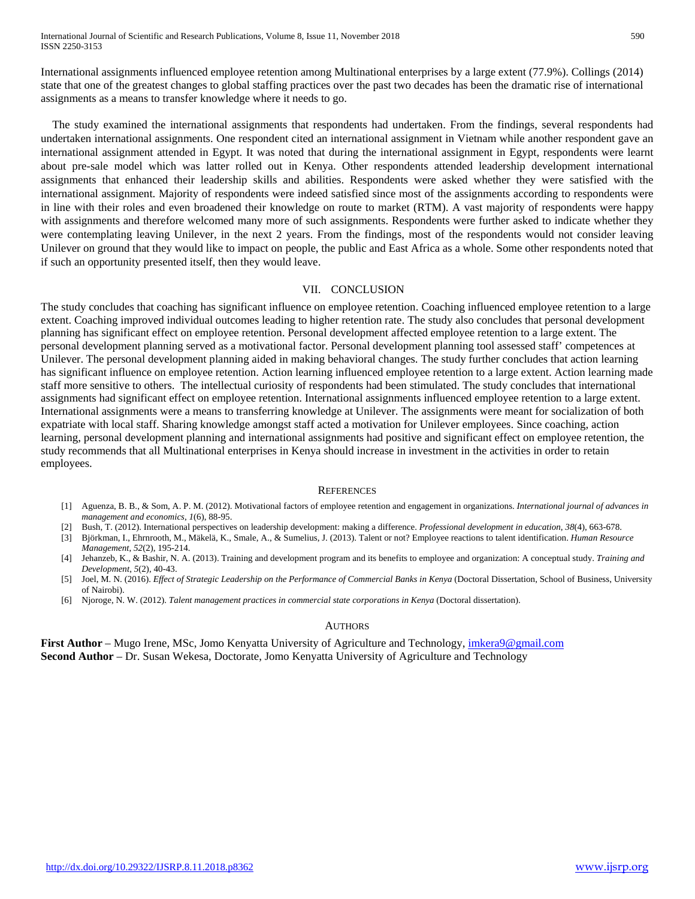International assignments influenced employee retention among Multinational enterprises by a large extent (77.9%). Collings (2014) state that one of the greatest changes to global staffing practices over the past two decades has been the dramatic rise of international assignments as a means to transfer knowledge where it needs to go.

The study examined the international assignments that respondents had undertaken. From the findings, several respondents had undertaken international assignments. One respondent cited an international assignment in Vietnam while another respondent gave an international assignment attended in Egypt. It was noted that during the international assignment in Egypt, respondents were learnt about pre-sale model which was latter rolled out in Kenya. Other respondents attended leadership development international assignments that enhanced their leadership skills and abilities. Respondents were asked whether they were satisfied with the international assignment. Majority of respondents were indeed satisfied since most of the assignments according to respondents were in line with their roles and even broadened their knowledge on route to market (RTM). A vast majority of respondents were happy with assignments and therefore welcomed many more of such assignments. Respondents were further asked to indicate whether they were contemplating leaving Unilever, in the next 2 years. From the findings, most of the respondents would not consider leaving Unilever on ground that they would like to impact on people, the public and East Africa as a whole. Some other respondents noted that if such an opportunity presented itself, then they would leave.

## VII. CONCLUSION

The study concludes that coaching has significant influence on employee retention. Coaching influenced employee retention to a large extent. Coaching improved individual outcomes leading to higher retention rate. The study also concludes that personal development planning has significant effect on employee retention. Personal development affected employee retention to a large extent. The personal development planning served as a motivational factor. Personal development planning tool assessed staff' competences at Unilever. The personal development planning aided in making behavioral changes. The study further concludes that action learning has significant influence on employee retention. Action learning influenced employee retention to a large extent. Action learning made staff more sensitive to others. The intellectual curiosity of respondents had been stimulated. The study concludes that international assignments had significant effect on employee retention. International assignments influenced employee retention to a large extent. International assignments were a means to transferring knowledge at Unilever. The assignments were meant for socialization of both expatriate with local staff. Sharing knowledge amongst staff acted a motivation for Unilever employees. Since coaching, action learning, personal development planning and international assignments had positive and significant effect on employee retention, the study recommends that all Multinational enterprises in Kenya should increase in investment in the activities in order to retain employees.

## REFERENCES

[1] Aguenza, B. B., & Som, A. P. M. (2012). Motivational factors of employee retention and engagement in organizations. *International journal of advances in management and economics*, *1*(6), 88-95.

[2] Bush, T. (2012). International perspectives on leadership development: making a difference. *Professional development in education*, *38*(4), 663-678.

[3] Björkman, I., Ehrnrooth, M., Mäkelä, K., Smale, A., & Sumelius, J. (2013). Talent or not? Employee reactions to talent identification. *Human Resource Management*, *52*(2), 195-214.

[4] Jehanzeb, K., & Bashir, N. A. (2013). Training and development program and its benefits to employee and organization: A conceptual study. *Training and Development*, *5*(2), 40-43.

[5] Joel, M. N. (2016). *Effect of Strategic Leadership on the Performance of Commercial Banks in Kenya* (Doctoral Dissertation, School of Business, University of Nairobi).

[6] Njoroge, N. W. (2012). *Talent management practices in commercial state corporations in Kenya* (Doctoral dissertation).

## AUTHORS

**First Author** – Mugo Irene, MSc, Jomo Kenyatta University of Agriculture and Technology, imkera9@gmail.com

**Second Author** – Dr. Susan Wekesa, Doctorate, Jomo Kenyatta University of Agriculture and Technology